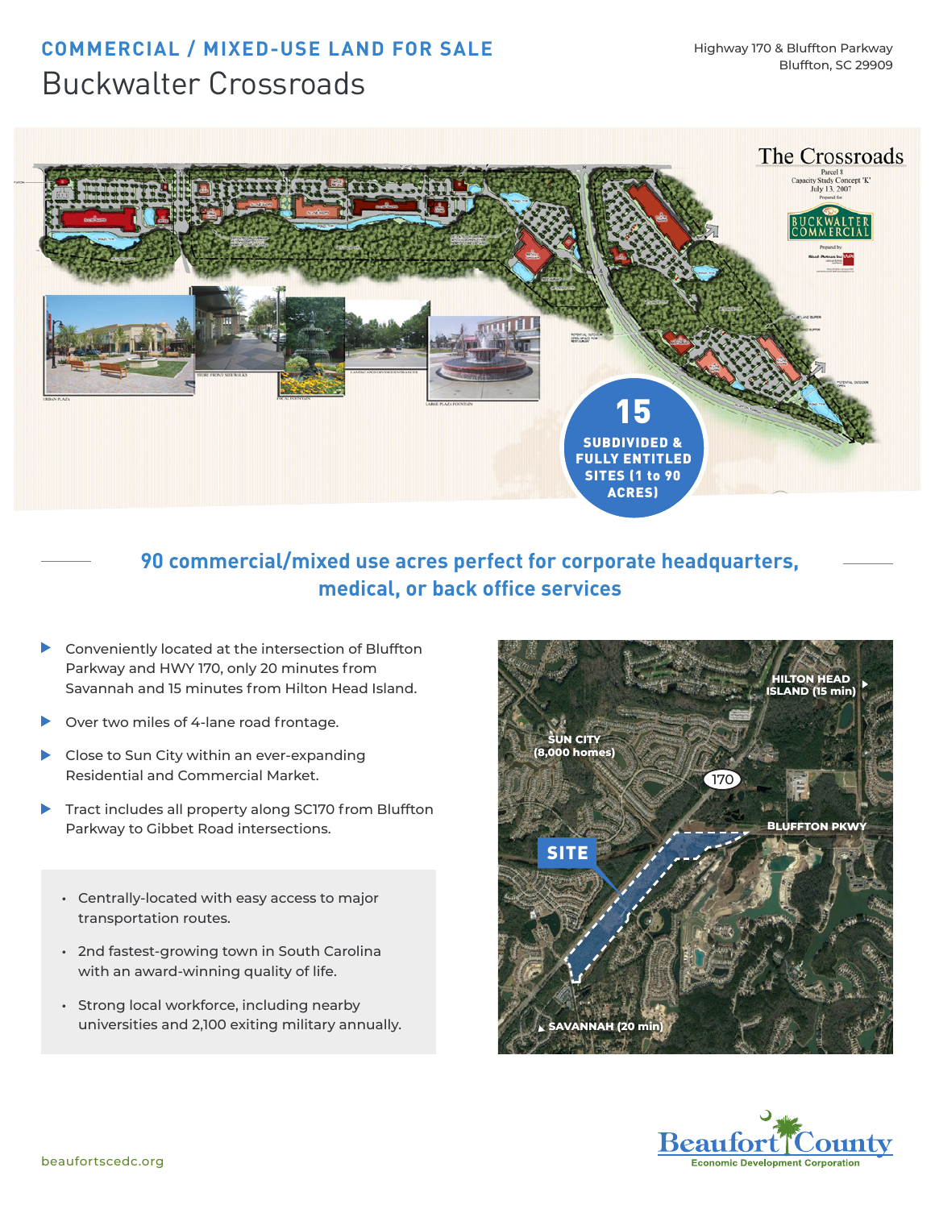# COMMERCIAL / MIXED-USE LAND FOR SALE

## Buckwalter Crossroads

Highway 170 & Bluffton Parkway
Bluffton, SC 29909

**15 SUBDIVIDED & FULLY ENTITLED SITES (1 to 90 ACRES)**

### 90 commercial/mixed use acres perfect for corporate headquarters, medical, or back office services

- Conveniently located at the intersection of Bluffton Parkway and HWY 170, only 20 minutes from Savannah and 15 minutes from Hilton Head Island.
- Over two miles of 4-lane road frontage.
- Close to Sun City within an ever-expanding Residential and Commercial Market.
- Tract includes all property along SC170 from Bluffton Parkway to Gibbet Road intersections.

- Centrally-located with easy access to major transportation routes.
- 2nd fastest-growing town in South Carolina with an award-winning quality of life.
- Strong local workforce, including nearby universities and 2,100 exiting military annually.

beaufortscedc.org

Beaufort County Economic Development Corporation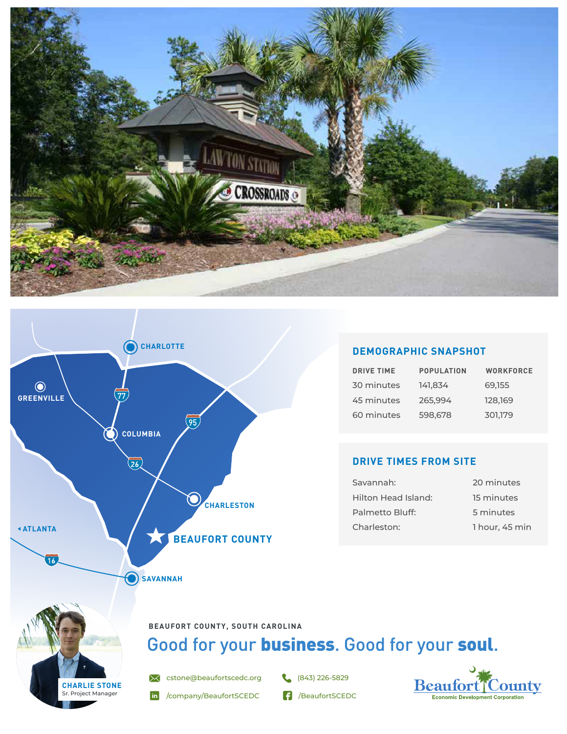## DEMOGRAPHIC SNAPSHOT

| DRIVE TIME | POPULATION | WORKFORCE |
|---|---|---|
| 30 minutes | 141,834 | 69,155 |
| 45 minutes | 265,994 | 128,169 |
| 60 minutes | 598,678 | 301,179 |

## DRIVE TIMES FROM SITE

| | |
|---|---|
| Savannah: | 20 minutes |
| Hilton Head Island: | 15 minutes |
| Palmetto Bluff: | 5 minutes |
| Charleston: | 1 hour, 45 min |

CHARLOTTE
GREENVILLE
COLUMBIA
CHARLESTON
ATLANTA
BEAUFORT COUNTY
SAVANNAH
77
95
26
16

BEAUFORT COUNTY, SOUTH CAROLINA

## Good for your **business**. Good for your **soul**.

**CHARLIE STONE**
Sr. Project Manager

cstone@beaufortscedc.org
(843) 226-5829
/company/BeaufortSCEDC
/BeaufortSCEDC

Beaufort County
Economic Development Corporation